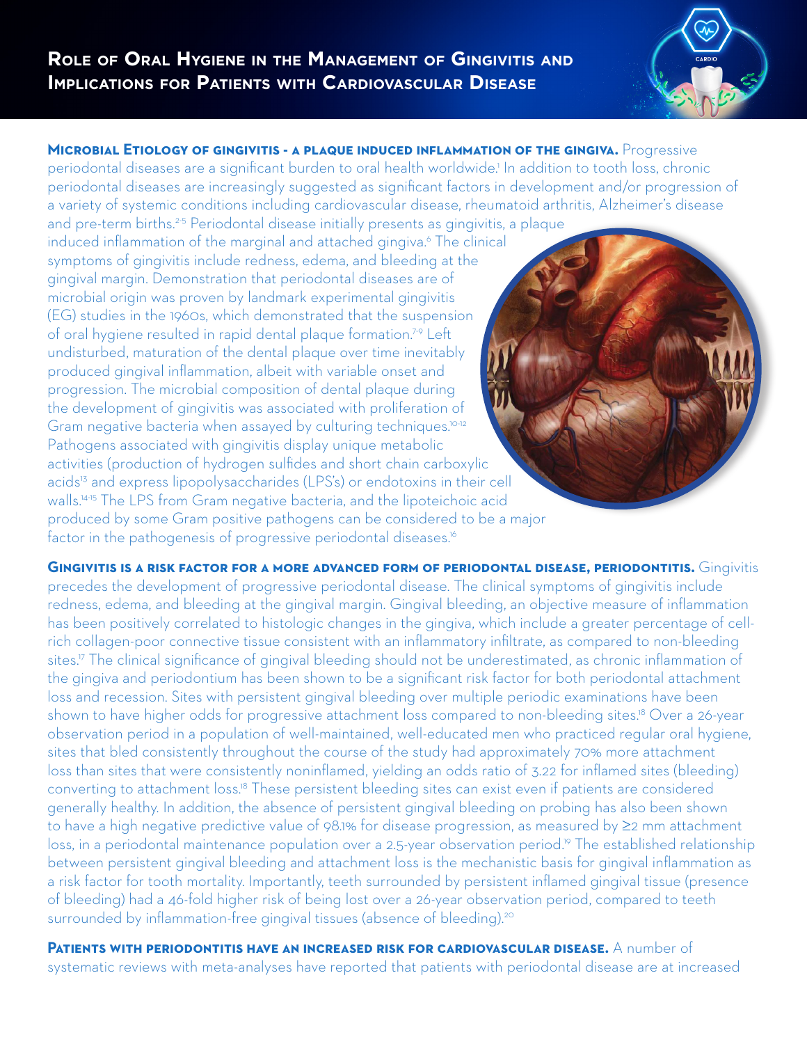# Role of Oral Hygiene in the Management of Gingivitis and Implications for Patients with Cardiovascular Disease

**Microbial Etiology of gingivitis - a plaque induced inflammation of the gingiva.** Progressive periodontal diseases are a significant burden to oral health worldwide.[1] In addition to tooth loss, chronic periodontal diseases are increasingly suggested as significant factors in development and/or progression of a variety of systemic conditions including cardiovascular disease, rheumatoid arthritis, Alzheimer's disease and pre-term births.[2-5] Periodontal disease initially presents as gingivitis, a plaque induced inflammation of the marginal and attached gingiva.[6] The clinical symptoms of gingivitis include redness, edema, and bleeding at the gingival margin. Demonstration that periodontal diseases are of microbial origin was proven by landmark experimental gingivitis (EG) studies in the 1960s, which demonstrated that the suspension of oral hygiene resulted in rapid dental plaque formation.[7-9] Left undisturbed, maturation of the dental plaque over time inevitably produced gingival inflammation, albeit with variable onset and progression. The microbial composition of dental plaque during the development of gingivitis was associated with proliferation of Gram negative bacteria when assayed by culturing techniques.[10-12] Pathogens associated with gingivitis display unique metabolic activities (production of hydrogen sulfides and short chain carboxylic acids[13] and express lipopolysaccharides (LPS's) or endotoxins in their cell walls.[14-15] The LPS from Gram negative bacteria, and the lipoteichoic acid produced by some Gram positive pathogens can be considered to be a major factor in the pathogenesis of progressive periodontal diseases.[16]

**Gingivitis is a risk factor for a more advanced form of periodontal disease, periodontitis.** Gingivitis precedes the development of progressive periodontal disease. The clinical symptoms of gingivitis include redness, edema, and bleeding at the gingival margin. Gingival bleeding, an objective measure of inflammation has been positively correlated to histologic changes in the gingiva, which include a greater percentage of cell-rich collagen-poor connective tissue consistent with an inflammatory infiltrate, as compared to non-bleeding sites.[17] The clinical significance of gingival bleeding should not be underestimated, as chronic inflammation of the gingiva and periodontium has been shown to be a significant risk factor for both periodontal attachment loss and recession. Sites with persistent gingival bleeding over multiple periodic examinations have been shown to have higher odds for progressive attachment loss compared to non-bleeding sites.[18] Over a 26-year observation period in a population of well-maintained, well-educated men who practiced regular oral hygiene, sites that bled consistently throughout the course of the study had approximately 70% more attachment loss than sites that were consistently noninflamed, yielding an odds ratio of 3.22 for inflamed sites (bleeding) converting to attachment loss.[18] These persistent bleeding sites can exist even if patients are considered generally healthy. In addition, the absence of persistent gingival bleeding on probing has also been shown to have a high negative predictive value of 98.1% for disease progression, as measured by ≥2 mm attachment loss, in a periodontal maintenance population over a 2.5-year observation period.[19] The established relationship between persistent gingival bleeding and attachment loss is the mechanistic basis for gingival inflammation as a risk factor for tooth mortality. Importantly, teeth surrounded by persistent inflamed gingival tissue (presence of bleeding) had a 46-fold higher risk of being lost over a 26-year observation period, compared to teeth surrounded by inflammation-free gingival tissues (absence of bleeding).[20]

**Patients with periodontitis have an increased risk for cardiovascular disease.** A number of systematic reviews with meta-analyses have reported that patients with periodontal disease are at increased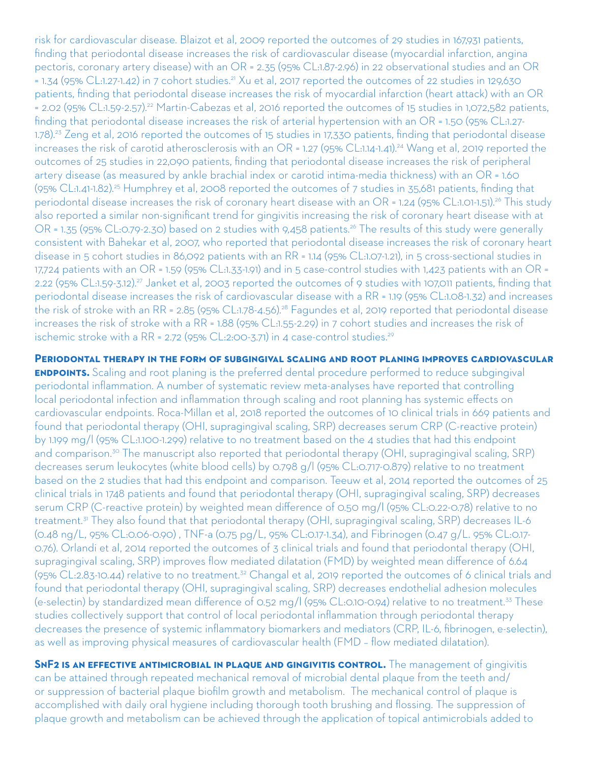risk for cardiovascular disease. Blaizot et al, 2009 reported the outcomes of 29 studies in 167,931 patients, finding that periodontal disease increases the risk of cardiovascular disease (myocardial infarction, angina pectoris, coronary artery disease) with an OR = 2.35 (95% CL:1.87-2.96) in 22 observational studies and an OR = 1.34 (95% CL:1.27-1.42) in 7 cohort studies.[21] Xu et al, 2017 reported the outcomes of 22 studies in 129,630 patients, finding that periodontal disease increases the risk of myocardial infarction (heart attack) with an OR = 2.02 (95% CL:1.59-2.57).[22] Martin-Cabezas et al, 2016 reported the outcomes of 15 studies in 1,072,582 patients, finding that periodontal disease increases the risk of arterial hypertension with an OR = 1.50 (95% CL:1.27-1.78).[23] Zeng et al, 2016 reported the outcomes of 15 studies in 17,330 patients, finding that periodontal disease increases the risk of carotid atherosclerosis with an OR = 1.27 (95% CL:1.14-1.41).[24] Wang et al, 2019 reported the outcomes of 25 studies in 22,090 patients, finding that periodontal disease increases the risk of peripheral artery disease (as measured by ankle brachial index or carotid intima-media thickness) with an OR = 1.60 (95% CL:1.41-1.82).[25] Humphrey et al, 2008 reported the outcomes of 7 studies in 35,681 patients, finding that periodontal disease increases the risk of coronary heart disease with an OR = 1.24 (95% CL:1.01-1.51).[26] This study also reported a similar non-significant trend for gingivitis increasing the risk of coronary heart disease with at OR = 1.35 (95% CL:0.79-2.30) based on 2 studies with 9,458 patients.[26] The results of this study were generally consistent with Bahekar et al, 2007, who reported that periodontal disease increases the risk of coronary heart disease in 5 cohort studies in 86,092 patients with an RR = 1.14 (95% CL:1.07-1.21), in 5 cross-sectional studies in 17,724 patients with an OR = 1.59 (95% CL:1.33-1.91) and in 5 case-control studies with 1,423 patients with an OR = 2.22 (95% CL:1.59-3.12).[27] Janket et al, 2003 reported the outcomes of 9 studies with 107,011 patients, finding that periodontal disease increases the risk of cardiovascular disease with a RR = 1.19 (95% CL:1.08-1.32) and increases the risk of stroke with an RR = 2.85 (95% CL:1.78-4.56).[28] Fagundes et al, 2019 reported that periodontal disease increases the risk of stroke with a RR = 1.88 (95% CL:1.55-2.29) in 7 cohort studies and increases the risk of ischemic stroke with a RR = 2.72 (95% CL:2:00-3.71) in 4 case-control studies.[29]

**Periodontal therapy in the form of subgingival scaling and root planing improves cardiovascular endpoints.** Scaling and root planing is the preferred dental procedure performed to reduce subgingival periodontal inflammation. A number of systematic review meta-analyses have reported that controlling local periodontal infection and inflammation through scaling and root planning has systemic effects on cardiovascular endpoints. Roca-Millan et al, 2018 reported the outcomes of 10 clinical trials in 669 patients and found that periodontal therapy (OHI, supragingival scaling, SRP) decreases serum CRP (C-reactive protein) by 1.199 mg/l (95% CL:1.100-1.299) relative to no treatment based on the 4 studies that had this endpoint and comparison.[30] The manuscript also reported that periodontal therapy (OHI, supragingival scaling, SRP) decreases serum leukocytes (white blood cells) by 0.798 g/l (95% CL:0.717-0.879) relative to no treatment based on the 2 studies that had this endpoint and comparison. Teeuw et al, 2014 reported the outcomes of 25 clinical trials in 1748 patients and found that periodontal therapy (OHI, supragingival scaling, SRP) decreases serum CRP (C-reactive protein) by weighted mean difference of 0.50 mg/l (95% CL:0.22-0.78) relative to no treatment.[31] They also found that that periodontal therapy (OHI, supragingival scaling, SRP) decreases IL-6 (0.48 ng/L, 95% CL:0.06-0.90) , TNF-a (0.75 pg/L, 95% CL:0.17-1.34), and Fibrinogen (0.47 g/L. 95% CL:0.17-0.76). Orlandi et al, 2014 reported the outcomes of 3 clinical trials and found that periodontal therapy (OHI, supragingival scaling, SRP) improves flow mediated dilatation (FMD) by weighted mean difference of 6.64 (95% CL:2.83-10.44) relative to no treatment.[32] Changal et al, 2019 reported the outcomes of 6 clinical trials and found that periodontal therapy (OHI, supragingival scaling, SRP) decreases endothelial adhesion molecules (e-selectin) by standardized mean difference of 0.52 mg/l (95% CL:0.10-0.94) relative to no treatment.[33] These studies collectively support that control of local periodontal inflammation through periodontal therapy decreases the presence of systemic inflammatory biomarkers and mediators (CRP, IL-6, fibrinogen, e-selectin), as well as improving physical measures of cardiovascular health (FMD – flow mediated dilatation).

**$SnF_2$ is an effective antimicrobial in plaque and gingivitis control.** The management of gingivitis can be attained through repeated mechanical removal of microbial dental plaque from the teeth and/or suppression of bacterial plaque biofilm growth and metabolism. The mechanical control of plaque is accomplished with daily oral hygiene including thorough tooth brushing and flossing. The suppression of plaque growth and metabolism can be achieved through the application of topical antimicrobials added to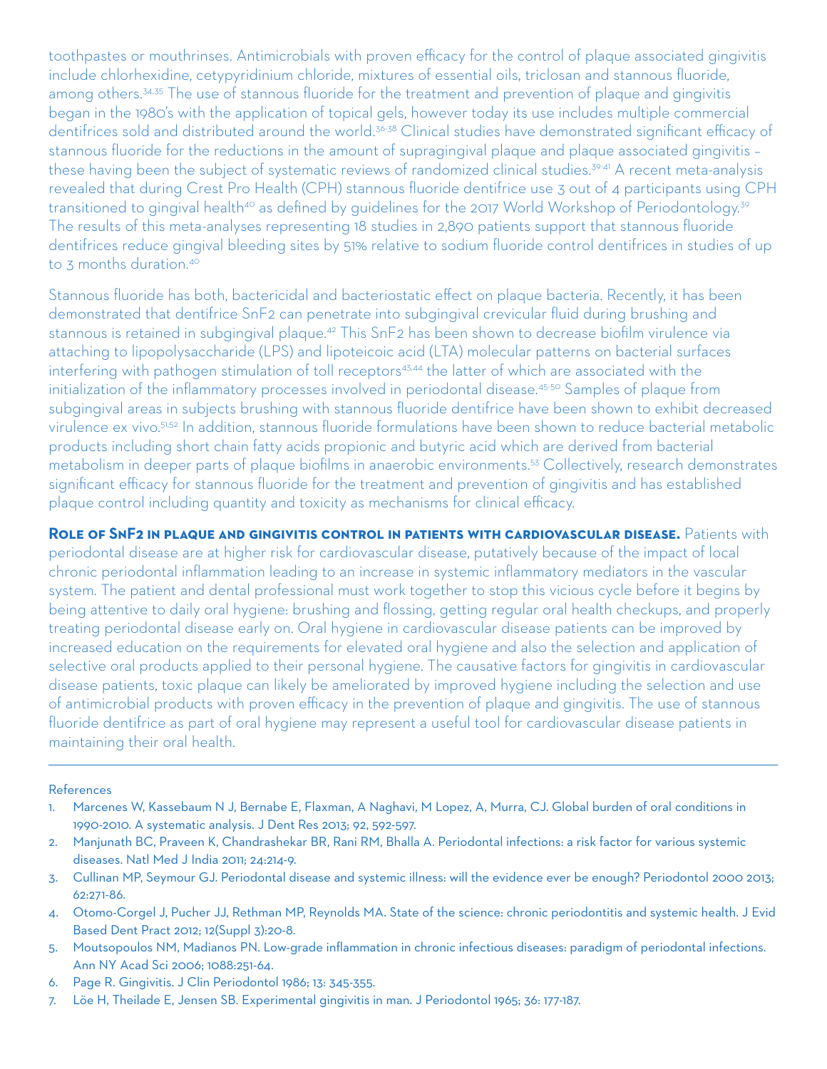toothpastes or mouthrinses. Antimicrobials with proven efficacy for the control of plaque associated gingivitis include chlorhexidine, cetypyridinium chloride, mixtures of essential oils, triclosan and stannous fluoride, among others.[34,35] The use of stannous fluoride for the treatment and prevention of plaque and gingivitis began in the 1980's with the application of topical gels, however today its use includes multiple commercial dentifrices sold and distributed around the world.[36-38] Clinical studies have demonstrated significant efficacy of stannous fluoride for the reductions in the amount of supragingival plaque and plaque associated gingivitis – these having been the subject of systematic reviews of randomized clinical studies.[39-41] A recent meta-analysis revealed that during Crest Pro Health (CPH) stannous fluoride dentifrice use 3 out of 4 participants using CPH transitioned to gingival health[40] as defined by guidelines for the 2017 World Workshop of Periodontology.[39] The results of this meta-analyses representing 18 studies in 2,890 patients support that stannous fluoride dentifrices reduce gingival bleeding sites by 51% relative to sodium fluoride control dentifrices in studies of up to 3 months duration.[40]

Stannous fluoride has both, bactericidal and bacteriostatic effect on plaque bacteria. Recently, it has been demonstrated that dentifrice $SnF_2$ can penetrate into subgingival crevicular fluid during brushing and stannous is retained in subgingival plaque.[42] This $SnF_2$ has been shown to decrease biofilm virulence via attaching to lipopolysaccharide (LPS) and lipoteicoic acid (LTA) molecular patterns on bacterial surfaces interfering with pathogen stimulation of toll receptors[43,44] the latter of which are associated with the initialization of the inflammatory processes involved in periodontal disease.[45-50] Samples of plaque from subgingival areas in subjects brushing with stannous fluoride dentifrice have been shown to exhibit decreased virulence ex vivo.[51,52] In addition, stannous fluoride formulations have been shown to reduce bacterial metabolic products including short chain fatty acids propionic and butyric acid which are derived from bacterial metabolism in deeper parts of plaque biofilms in anaerobic environments.[53] Collectively, research demonstrates significant efficacy for stannous fluoride for the treatment and prevention of gingivitis and has established plaque control including quantity and toxicity as mechanisms for clinical efficacy.

**Role of $SnF_2$ in plaque and gingivitis control in patients with cardiovascular disease.** Patients with periodontal disease are at higher risk for cardiovascular disease, putatively because of the impact of local chronic periodontal inflammation leading to an increase in systemic inflammatory mediators in the vascular system. The patient and dental professional must work together to stop this vicious cycle before it begins by being attentive to daily oral hygiene: brushing and flossing, getting regular oral health checkups, and properly treating periodontal disease early on. Oral hygiene in cardiovascular disease patients can be improved by increased education on the requirements for elevated oral hygiene and also the selection and application of selective oral products applied to their personal hygiene. The causative factors for gingivitis in cardiovascular disease patients, toxic plaque can likely be ameliorated by improved hygiene including the selection and use of antimicrobial products with proven efficacy in the prevention of plaque and gingivitis. The use of stannous fluoride dentifrice as part of oral hygiene may represent a useful tool for cardiovascular disease patients in maintaining their oral health.

---

References

1. Marcenes W, Kassebaum N J, Bernabe E, Flaxman, A Naghavi, M Lopez, A, Murra, CJ. Global burden of oral conditions in 1990-2010. A systematic analysis. J Dent Res 2013; 92, 592-597.
2. Manjunath BC, Praveen K, Chandrashekar BR, Rani RM, Bhalla A. Periodontal infections: a risk factor for various systemic diseases. Natl Med J India 2011; 24:214-9.
3. Cullinan MP, Seymour GJ. Periodontal disease and systemic illness: will the evidence ever be enough? Periodontol 2000 2013; 62:271-86.
4. Otomo-Corgel J, Pucher JJ, Rethman MP, Reynolds MA. State of the science: chronic periodontitis and systemic health. J Evid Based Dent Pract 2012; 12(Suppl 3):20-8.
5. Moutsopoulos NM, Madianos PN. Low-grade inflammation in chronic infectious diseases: paradigm of periodontal infections. Ann NY Acad Sci 2006; 1088:251-64.
6. Page R. Gingivitis. J Clin Periodontol 1986; 13: 345-355.
7. Löe H, Theilade E, Jensen SB. Experimental gingivitis in man. J Periodontol 1965; 36: 177-187.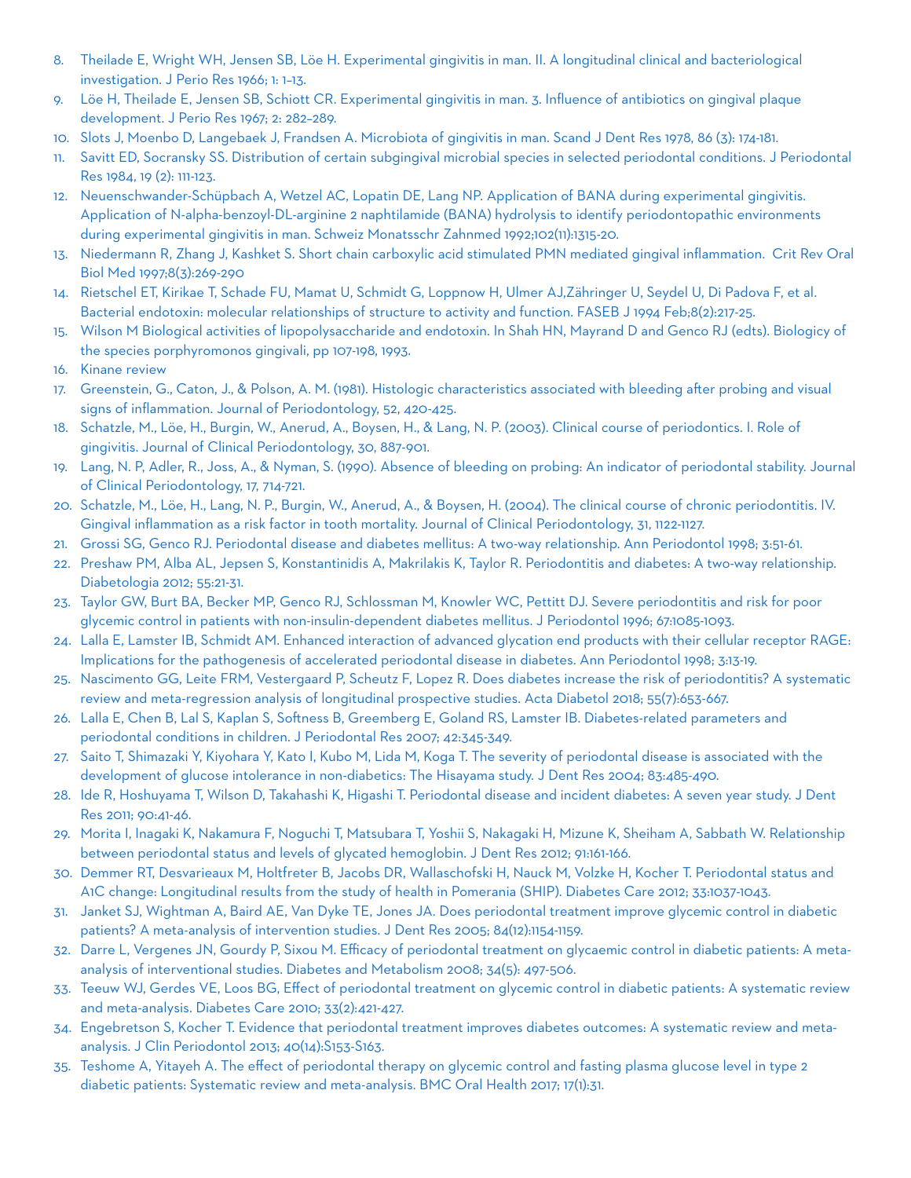8. Theilade E, Wright WH, Jensen SB, Löe H. Experimental gingivitis in man. II. A longitudinal clinical and bacteriological investigation. J Perio Res 1966; 1: 1–13.
9. Löe H, Theilade E, Jensen SB, Schiott CR. Experimental gingivitis in man. 3. Influence of antibiotics on gingival plaque development. J Perio Res 1967; 2: 282–289.
10. Slots J, Moenbo D, Langebaek J, Frandsen A. Microbiota of gingivitis in man. Scand J Dent Res 1978, 86 (3): 174-181.
11. Savitt ED, Socransky SS. Distribution of certain subgingival microbial species in selected periodontal conditions. J Periodontal Res 1984, 19 (2): 111-123.
12. Neuenschwander-Schüpbach A, Wetzel AC, Lopatin DE, Lang NP. Application of BANA during experimental gingivitis. Application of N-alpha-benzoyl-DL-arginine 2 naphtilamide (BANA) hydrolysis to identify periodontopathic environments during experimental gingivitis in man. Schweiz Monatsschr Zahnmed 1992;102(11):1315-20.
13. Niedermann R, Zhang J, Kashket S. Short chain carboxylic acid stimulated PMN mediated gingival inflammation. Crit Rev Oral Biol Med 1997;8(3):269-290
14. Rietschel ET, Kirikae T, Schade FU, Mamat U, Schmidt G, Loppnow H, Ulmer AJ,Zähringer U, Seydel U, Di Padova F, et al. Bacterial endotoxin: molecular relationships of structure to activity and function. FASEB J 1994 Feb;8(2):217-25.
15. Wilson M Biological activities of lipopolysaccharide and endotoxin. In Shah HN, Mayrand D and Genco RJ (edts). Biologicy of the species porphyromonos gingivali, pp 107-198, 1993.
16. Kinane review
17. Greenstein, G., Caton, J., & Polson, A. M. (1981). Histologic characteristics associated with bleeding after probing and visual signs of inflammation. Journal of Periodontology, 52, 420-425.
18. Schatzle, M., Löe, H., Burgin, W., Anerud, A., Boysen, H., & Lang, N. P. (2003). Clinical course of periodontics. I. Role of gingivitis. Journal of Clinical Periodontology, 30, 887-901.
19. Lang, N. P, Adler, R., Joss, A., & Nyman, S. (1990). Absence of bleeding on probing: An indicator of periodontal stability. Journal of Clinical Periodontology, 17, 714-721.
20. Schatzle, M., Löe, H., Lang, N. P., Burgin, W., Anerud, A., & Boysen, H. (2004). The clinical course of chronic periodontitis. IV. Gingival inflammation as a risk factor in tooth mortality. Journal of Clinical Periodontology, 31, 1122-1127.
21. Grossi SG, Genco RJ. Periodontal disease and diabetes mellitus: A two-way relationship. Ann Periodontol 1998; 3:51-61.
22. Preshaw PM, Alba AL, Jepsen S, Konstantinidis A, Makrilakis K, Taylor R. Periodontitis and diabetes: A two-way relationship. Diabetologia 2012; 55:21-31.
23. Taylor GW, Burt BA, Becker MP, Genco RJ, Schlossman M, Knowler WC, Pettitt DJ. Severe periodontitis and risk for poor glycemic control in patients with non-insulin-dependent diabetes mellitus. J Periodontol 1996; 67:1085-1093.
24. Lalla E, Lamster IB, Schmidt AM. Enhanced interaction of advanced glycation end products with their cellular receptor RAGE: Implications for the pathogenesis of accelerated periodontal disease in diabetes. Ann Periodontol 1998; 3:13-19.
25. Nascimento GG, Leite FRM, Vestergaard P, Scheutz F, Lopez R. Does diabetes increase the risk of periodontitis? A systematic review and meta-regression analysis of longitudinal prospective studies. Acta Diabetol 2018; 55(7):653-667.
26. Lalla E, Chen B, Lal S, Kaplan S, Softness B, Greemberg E, Goland RS, Lamster IB. Diabetes-related parameters and periodontal conditions in children. J Periodontal Res 2007; 42:345-349.
27. Saito T, Shimazaki Y, Kiyohara Y, Kato I, Kubo M, Lida M, Koga T. The severity of periodontal disease is associated with the development of glucose intolerance in non-diabetics: The Hisayama study. J Dent Res 2004; 83:485-490.
28. Ide R, Hoshuyama T, Wilson D, Takahashi K, Higashi T. Periodontal disease and incident diabetes: A seven year study. J Dent Res 2011; 90:41-46.
29. Morita I, Inagaki K, Nakamura F, Noguchi T, Matsubara T, Yoshii S, Nakagaki H, Mizune K, Sheiham A, Sabbath W. Relationship between periodontal status and levels of glycated hemoglobin. J Dent Res 2012; 91:161-166.
30. Demmer RT, Desvarieaux M, Holtfreter B, Jacobs DR, Wallaschofski H, Nauck M, Volzke H, Kocher T. Periodontal status and A1C change: Longitudinal results from the study of health in Pomerania (SHIP). Diabetes Care 2012; 33:1037-1043.
31. Janket SJ, Wightman A, Baird AE, Van Dyke TE, Jones JA. Does periodontal treatment improve glycemic control in diabetic patients? A meta-analysis of intervention studies. J Dent Res 2005; 84(12):1154-1159.
32. Darre L, Vergenes JN, Gourdy P, Sixou M. Efficacy of periodontal treatment on glycaemic control in diabetic patients: A meta-analysis of interventional studies. Diabetes and Metabolism 2008; 34(5): 497-506.
33. Teeuw WJ, Gerdes VE, Loos BG, Effect of periodontal treatment on glycemic control in diabetic patients: A systematic review and meta-analysis. Diabetes Care 2010; 33(2):421-427.
34. Engebretson S, Kocher T. Evidence that periodontal treatment improves diabetes outcomes: A systematic review and meta-analysis. J Clin Periodontol 2013; 40(14):S153-S163.
35. Teshome A, Yitayeh A. The effect of periodontal therapy on glycemic control and fasting plasma glucose level in type 2 diabetic patients: Systematic review and meta-analysis. BMC Oral Health 2017; 17(1):31.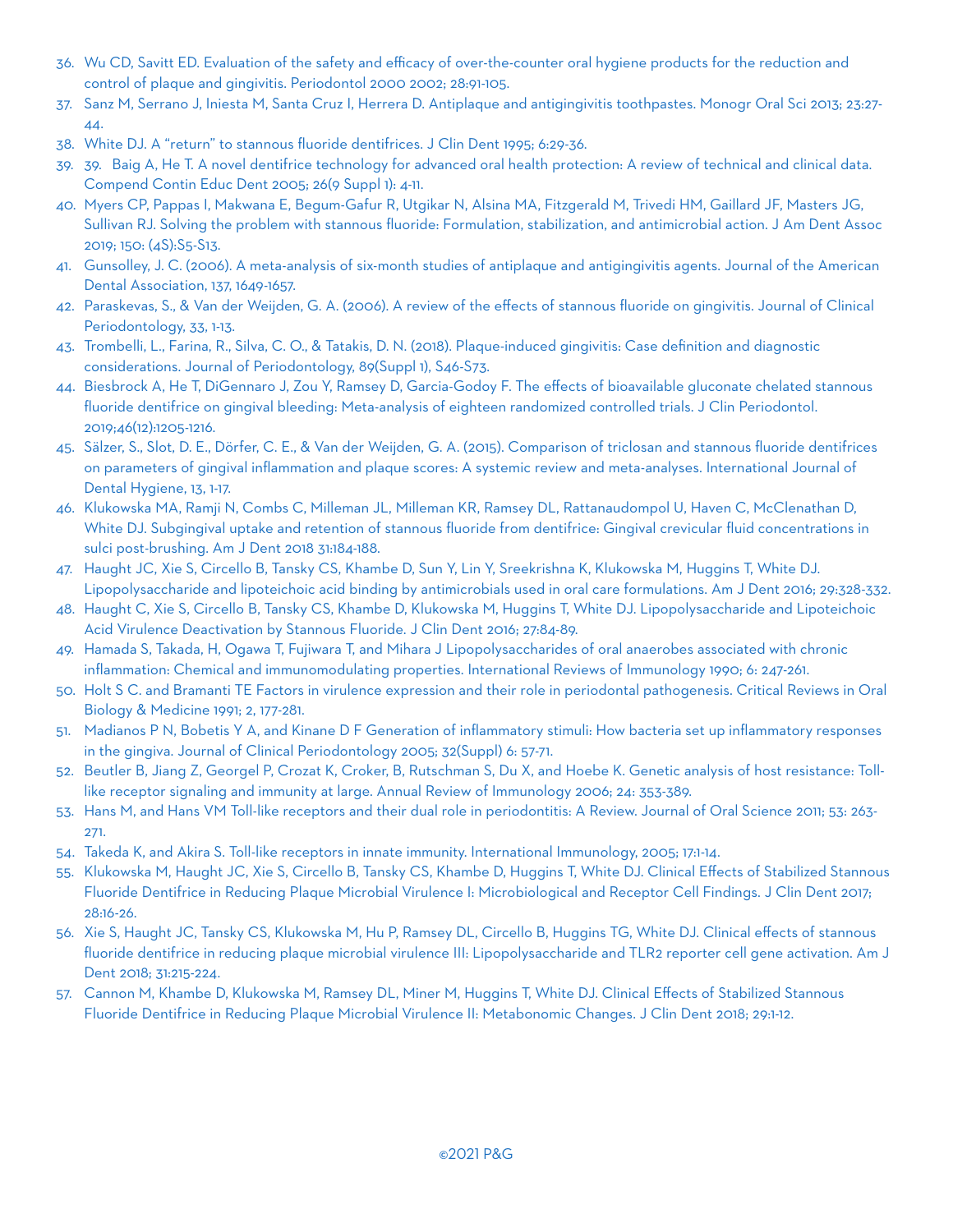36. Wu CD, Savitt ED. Evaluation of the safety and efficacy of over-the-counter oral hygiene products for the reduction and control of plaque and gingivitis. Periodontol 2000 2002; 28:91-105.
37. Sanz M, Serrano J, Iniesta M, Santa Cruz I, Herrera D. Antiplaque and antigingivitis toothpastes. Monogr Oral Sci 2013; 23:27-44.
38. White DJ. A "return" to stannous fluoride dentifrices. J Clin Dent 1995; 6:29-36.
39. 39. Baig A, He T. A novel dentifrice technology for advanced oral health protection: A review of technical and clinical data. Compend Contin Educ Dent 2005; 26(9 Suppl 1): 4-11.
40. Myers CP, Pappas I, Makwana E, Begum-Gafur R, Utgikar N, Alsina MA, Fitzgerald M, Trivedi HM, Gaillard JF, Masters JG, Sullivan RJ. Solving the problem with stannous fluoride: Formulation, stabilization, and antimicrobial action. J Am Dent Assoc 2019; 150: (4S):S5-S13.
41. Gunsolley, J. C. (2006). A meta-analysis of six-month studies of antiplaque and antigingivitis agents. Journal of the American Dental Association, 137, 1649-1657.
42. Paraskevas, S., & Van der Weijden, G. A. (2006). A review of the effects of stannous fluoride on gingivitis. Journal of Clinical Periodontology, 33, 1-13.
43. Trombelli, L., Farina, R., Silva, C. O., & Tatakis, D. N. (2018). Plaque-induced gingivitis: Case definition and diagnostic considerations. Journal of Periodontology, 89(Suppl 1), S46-S73.
44. Biesbrock A, He T, DiGennaro J, Zou Y, Ramsey D, Garcia-Godoy F. The effects of bioavailable gluconate chelated stannous fluoride dentifrice on gingival bleeding: Meta-analysis of eighteen randomized controlled trials. J Clin Periodontol. 2019;46(12):1205-1216.
45. Sälzer, S., Slot, D. E., Dörfer, C. E., & Van der Weijden, G. A. (2015). Comparison of triclosan and stannous fluoride dentifrices on parameters of gingival inflammation and plaque scores: A systemic review and meta-analyses. International Journal of Dental Hygiene, 13, 1-17.
46. Klukowska MA, Ramji N, Combs C, Milleman JL, Milleman KR, Ramsey DL, Rattanaudompol U, Haven C, McClenathan D, White DJ. Subgingival uptake and retention of stannous fluoride from dentifrice: Gingival crevicular fluid concentrations in sulci post-brushing. Am J Dent 2018 31:184-188.
47. Haught JC, Xie S, Circello B, Tansky CS, Khambe D, Sun Y, Lin Y, Sreekrishna K, Klukowska M, Huggins T, White DJ. Lipopolysaccharide and lipoteichoic acid binding by antimicrobials used in oral care formulations. Am J Dent 2016; 29:328-332.
48. Haught C, Xie S, Circello B, Tansky CS, Khambe D, Klukowska M, Huggins T, White DJ. Lipopolysaccharide and Lipoteichoic Acid Virulence Deactivation by Stannous Fluoride. J Clin Dent 2016; 27:84-89.
49. Hamada S, Takada, H, Ogawa T, Fujiwara T, and Mihara J Lipopolysaccharides of oral anaerobes associated with chronic inflammation: Chemical and immunomodulating properties. International Reviews of Immunology 1990; 6: 247-261.
50. Holt S C. and Bramanti TE Factors in virulence expression and their role in periodontal pathogenesis. Critical Reviews in Oral Biology & Medicine 1991; 2, 177-281.
51. Madianos P N, Bobetis Y A, and Kinane D F Generation of inflammatory stimuli: How bacteria set up inflammatory responses in the gingiva. Journal of Clinical Periodontology 2005; 32(Suppl) 6: 57-71.
52. Beutler B, Jiang Z, Georgel P, Crozat K, Croker, B, Rutschman S, Du X, and Hoebe K. Genetic analysis of host resistance: Toll-like receptor signaling and immunity at large. Annual Review of Immunology 2006; 24: 353-389.
53. Hans M, and Hans VM Toll-like receptors and their dual role in periodontitis: A Review. Journal of Oral Science 2011; 53: 263-271.
54. Takeda K, and Akira S. Toll-like receptors in innate immunity. International Immunology, 2005; 17:1-14.
55. Klukowska M, Haught JC, Xie S, Circello B, Tansky CS, Khambe D, Huggins T, White DJ. Clinical Effects of Stabilized Stannous Fluoride Dentifrice in Reducing Plaque Microbial Virulence I: Microbiological and Receptor Cell Findings. J Clin Dent 2017; 28:16-26.
56. Xie S, Haught JC, Tansky CS, Klukowska M, Hu P, Ramsey DL, Circello B, Huggins TG, White DJ. Clinical effects of stannous fluoride dentifrice in reducing plaque microbial virulence III: Lipopolysaccharide and TLR2 reporter cell gene activation. Am J Dent 2018; 31:215-224.
57. Cannon M, Khambe D, Klukowska M, Ramsey DL, Miner M, Huggins T, White DJ. Clinical Effects of Stabilized Stannous Fluoride Dentifrice in Reducing Plaque Microbial Virulence II: Metabonomic Changes. J Clin Dent 2018; 29:1-12.

©2021 P&G